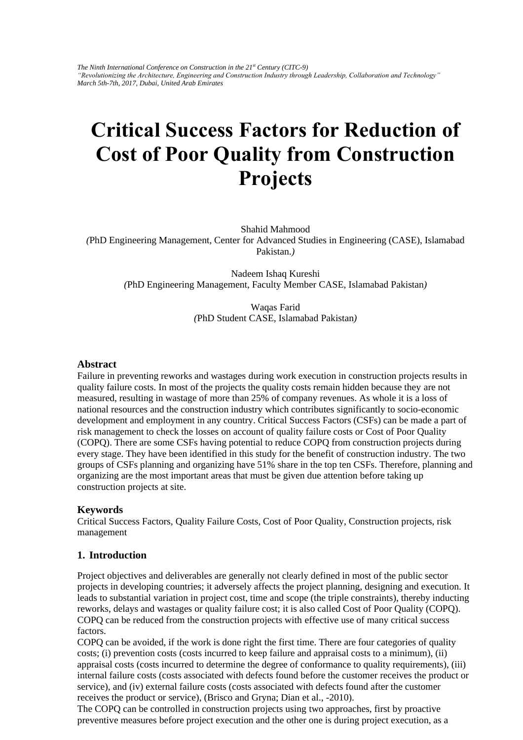# Critical Success Factors for Reduction of Cost of Poor Quality from Construction Projects

Shahid Mahmood
*(*PhD Engineering Management, Center for Advanced Studies in Engineering (CASE), Islamabad Pakistan.*)*

Nadeem Ishaq Kureshi
*(*PhD Engineering Management, Faculty Member CASE, Islamabad Pakistan*)*

Waqas Farid
*(*PhD Student CASE, Islamabad Pakistan*)*

## Abstract

Failure in preventing reworks and wastages during work execution in construction projects results in quality failure costs. In most of the projects the quality costs remain hidden because they are not measured, resulting in wastage of more than 25% of company revenues. As whole it is a loss of national resources and the construction industry which contributes significantly to socio-economic development and employment in any country. Critical Success Factors (CSFs) can be made a part of risk management to check the losses on account of quality failure costs or Cost of Poor Quality (COPQ). There are some CSFs having potential to reduce COPQ from construction projects during every stage. They have been identified in this study for the benefit of construction industry. The two groups of CSFs planning and organizing have 51% share in the top ten CSFs. Therefore, planning and organizing are the most important areas that must be given due attention before taking up construction projects at site.

## Keywords

Critical Success Factors, Quality Failure Costs, Cost of Poor Quality, Construction projects, risk management

## 1. Introduction

Project objectives and deliverables are generally not clearly defined in most of the public sector projects in developing countries; it adversely affects the project planning, designing and execution. It leads to substantial variation in project cost, time and scope (the triple constraints), thereby inducting reworks, delays and wastages or quality failure cost; it is also called Cost of Poor Quality (COPQ). COPQ can be reduced from the construction projects with effective use of many critical success factors.

COPQ can be avoided, if the work is done right the first time. There are four categories of quality costs; (i) prevention costs (costs incurred to keep failure and appraisal costs to a minimum), (ii) appraisal costs (costs incurred to determine the degree of conformance to quality requirements), (iii) internal failure costs (costs associated with defects found before the customer receives the product or service), and (iv) external failure costs (costs associated with defects found after the customer receives the product or service), (Brisco and Gryna; Dian et al., -2010).

The COPQ can be controlled in construction projects using two approaches, first by proactive preventive measures before project execution and the other one is during project execution, as a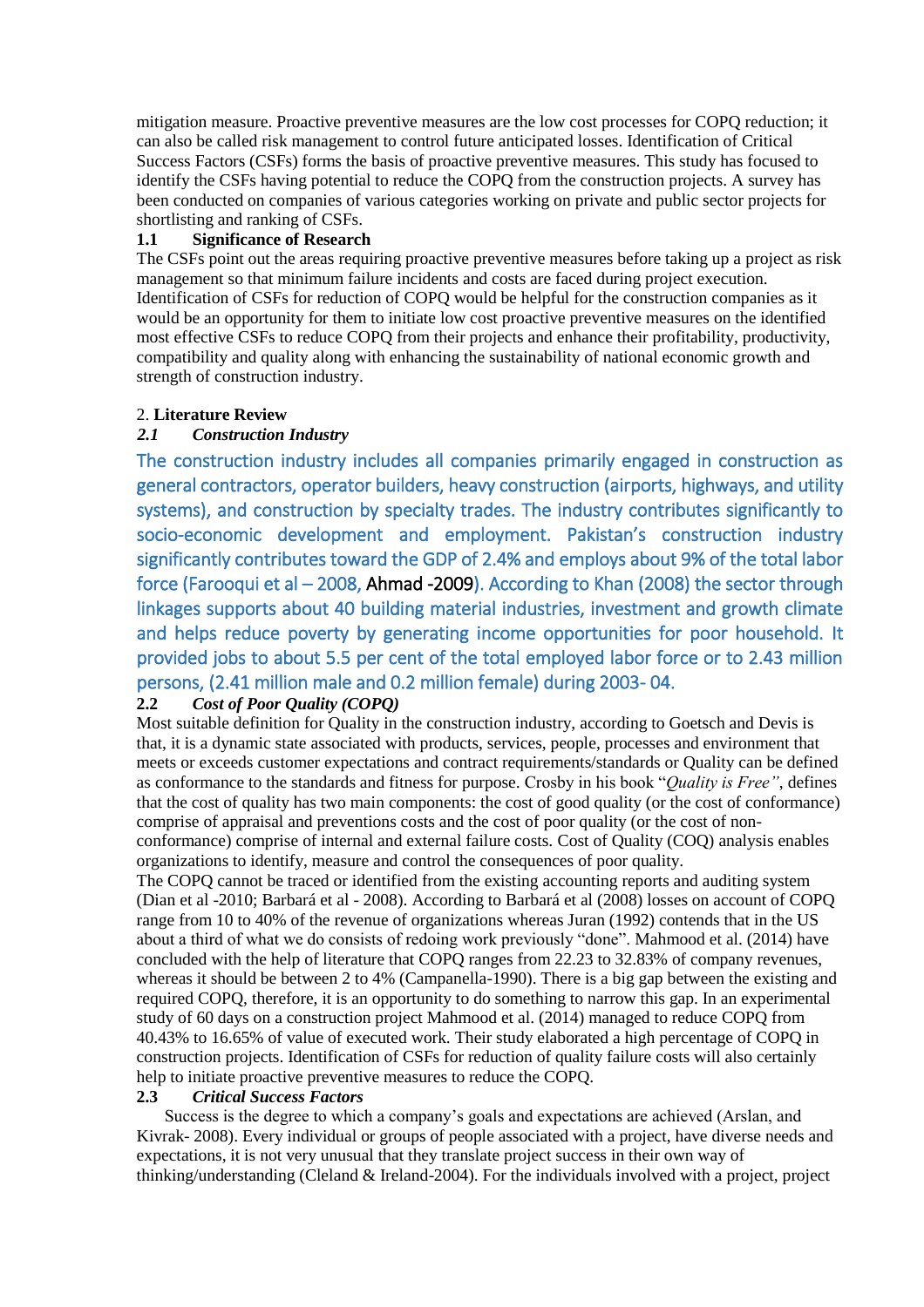mitigation measure. Proactive preventive measures are the low cost processes for COPQ reduction; it can also be called risk management to control future anticipated losses. Identification of Critical Success Factors (CSFs) forms the basis of proactive preventive measures. This study has focused to identify the CSFs having potential to reduce the COPQ from the construction projects. A survey has been conducted on companies of various categories working on private and public sector projects for shortlisting and ranking of CSFs.

### 1.1 Significance of Research

The CSFs point out the areas requiring proactive preventive measures before taking up a project as risk management so that minimum failure incidents and costs are faced during project execution. Identification of CSFs for reduction of COPQ would be helpful for the construction companies as it would be an opportunity for them to initiate low cost proactive preventive measures on the identified most effective CSFs to reduce COPQ from their projects and enhance their profitability, productivity, compatibility and quality along with enhancing the sustainability of national economic growth and strength of construction industry.

## 2. Literature Review

### *2.1 Construction Industry*

The construction industry includes all companies primarily engaged in construction as general contractors, operator builders, heavy construction (airports, highways, and utility systems), and construction by specialty trades. The industry contributes significantly to socio-economic development and employment. Pakistan's construction industry significantly contributes toward the GDP of 2.4% and employs about 9% of the total labor force (Farooqui et al – 2008, Ahmad -2009). According to Khan (2008) the sector through linkages supports about 40 building material industries, investment and growth climate and helps reduce poverty by generating income opportunities for poor household. It provided jobs to about 5.5 per cent of the total employed labor force or to 2.43 million persons, (2.41 million male and 0.2 million female) during 2003- 04.

### *2.2 Cost of Poor Quality (COPQ)*

Most suitable definition for Quality in the construction industry, according to Goetsch and Devis is that, it is a dynamic state associated with products, services, people, processes and environment that meets or exceeds customer expectations and contract requirements/standards or Quality can be defined as conformance to the standards and fitness for purpose. Crosby in his book "*Quality is Free"*, defines that the cost of quality has two main components: the cost of good quality (or the cost of conformance) comprise of appraisal and preventions costs and the cost of poor quality (or the cost of non-conformance) comprise of internal and external failure costs. Cost of Quality (COQ) analysis enables organizations to identify, measure and control the consequences of poor quality.

The COPQ cannot be traced or identified from the existing accounting reports and auditing system (Dian et al -2010; Barbará et al - 2008). According to Barbará et al (2008) losses on account of COPQ range from 10 to 40% of the revenue of organizations whereas Juran (1992) contends that in the US about a third of what we do consists of redoing work previously "done". Mahmood et al. (2014) have concluded with the help of literature that COPQ ranges from 22.23 to 32.83% of company revenues, whereas it should be between 2 to 4% (Campanella-1990). There is a big gap between the existing and required COPQ, therefore, it is an opportunity to do something to narrow this gap. In an experimental study of 60 days on a construction project Mahmood et al. (2014) managed to reduce COPQ from 40.43% to 16.65% of value of executed work. Their study elaborated a high percentage of COPQ in construction projects. Identification of CSFs for reduction of quality failure costs will also certainly help to initiate proactive preventive measures to reduce the COPQ.

### *2.3 Critical Success Factors*

Success is the degree to which a company's goals and expectations are achieved (Arslan, and Kivrak- 2008). Every individual or groups of people associated with a project, have diverse needs and expectations, it is not very unusual that they translate project success in their own way of thinking/understanding (Cleland & Ireland-2004). For the individuals involved with a project, project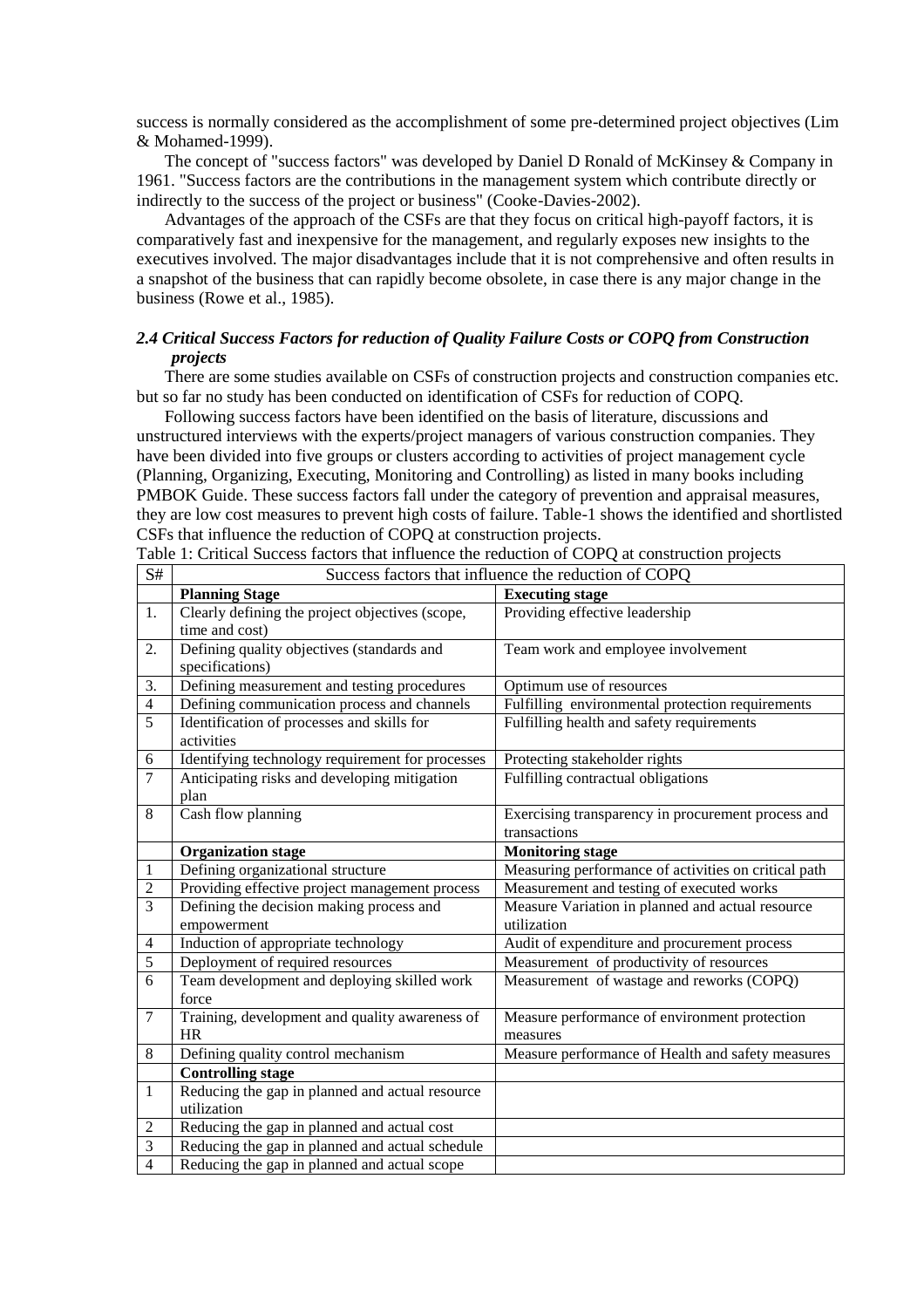success is normally considered as the accomplishment of some pre-determined project objectives (Lim & Mohamed-1999).

The concept of "success factors" was developed by Daniel D Ronald of McKinsey & Company in 1961. "Success factors are the contributions in the management system which contribute directly or indirectly to the success of the project or business" (Cooke-Davies-2002).

Advantages of the approach of the CSFs are that they focus on critical high-payoff factors, it is comparatively fast and inexpensive for the management, and regularly exposes new insights to the executives involved. The major disadvantages include that it is not comprehensive and often results in a snapshot of the business that can rapidly become obsolete, in case there is any major change in the business (Rowe et al., 1985).

### *2.4 Critical Success Factors for reduction of Quality Failure Costs or COPQ from Construction projects*

There are some studies available on CSFs of construction projects and construction companies etc. but so far no study has been conducted on identification of CSFs for reduction of COPQ.

Following success factors have been identified on the basis of literature, discussions and unstructured interviews with the experts/project managers of various construction companies. They have been divided into five groups or clusters according to activities of project management cycle (Planning, Organizing, Executing, Monitoring and Controlling) as listed in many books including PMBOK Guide. These success factors fall under the category of prevention and appraisal measures, they are low cost measures to prevent high costs of failure. Table-1 shows the identified and shortlisted CSFs that influence the reduction of COPQ at construction projects.

Table 1: Critical Success factors that influence the reduction of COPQ at construction projects

| S# | Success factors that influence the reduction of COPQ | |
|---|---|---|
| | **Planning Stage** | **Executing stage** |
| 1. | Clearly defining the project objectives (scope, time and cost) | Providing effective leadership |
| 2. | Defining quality objectives (standards and specifications) | Team work and employee involvement |
| 3. | Defining measurement and testing procedures | Optimum use of resources |
| 4 | Defining communication process and channels | Fulfilling environmental protection requirements |
| 5 | Identification of processes and skills for activities | Fulfilling health and safety requirements |
| 6 | Identifying technology requirement for processes | Protecting stakeholder rights |
| 7 | Anticipating risks and developing mitigation plan | Fulfilling contractual obligations |
| 8 | Cash flow planning | Exercising transparency in procurement process and transactions |
| | **Organization stage** | **Monitoring stage** |
| 1 | Defining organizational structure | Measuring performance of activities on critical path |
| 2 | Providing effective project management process | Measurement and testing of executed works |
| 3 | Defining the decision making process and empowerment | Measure Variation in planned and actual resource utilization |
| 4 | Induction of appropriate technology | Audit of expenditure and procurement process |
| 5 | Deployment of required resources | Measurement of productivity of resources |
| 6 | Team development and deploying skilled work force | Measurement of wastage and reworks (COPQ) |
| 7 | Training, development and quality awareness of HR | Measure performance of environment protection measures |
| 8 | Defining quality control mechanism | Measure performance of Health and safety measures |
| | **Controlling stage** | |
| 1 | Reducing the gap in planned and actual resource utilization | |
| 2 | Reducing the gap in planned and actual cost | |
| 3 | Reducing the gap in planned and actual schedule | |
| 4 | Reducing the gap in planned and actual scope | |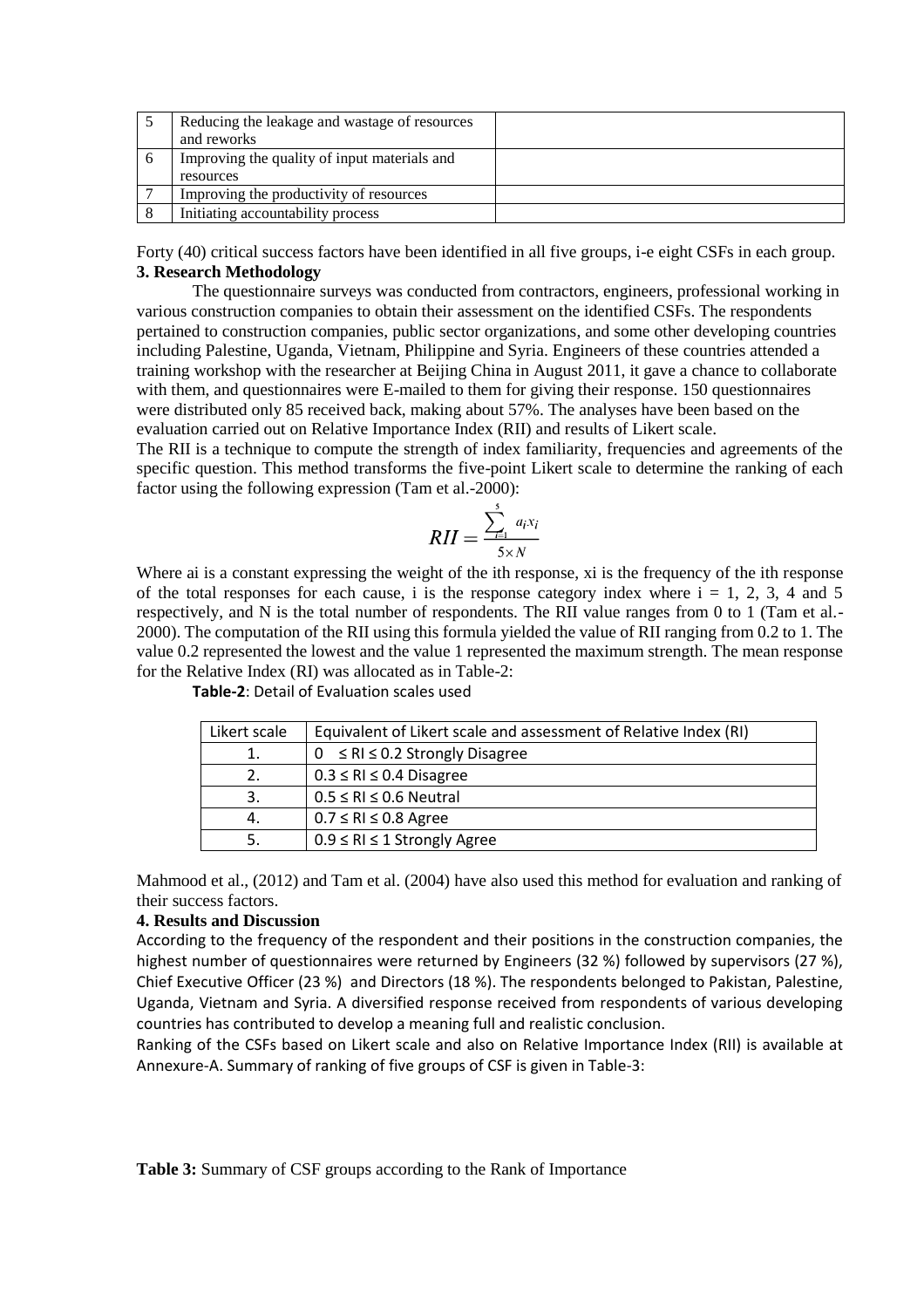| 5 | Reducing the leakage and wastage of resources and reworks | |
|---|---|---|
| 6 | Improving the quality of input materials and resources | |
| 7 | Improving the productivity of resources | |
| 8 | Initiating accountability process | |

Forty (40) critical success factors have been identified in all five groups, i-e eight CSFs in each group.

### 3. Research Methodology

The questionnaire surveys was conducted from contractors, engineers, professional working in various construction companies to obtain their assessment on the identified CSFs. The respondents pertained to construction companies, public sector organizations, and some other developing countries including Palestine, Uganda, Vietnam, Philippine and Syria. Engineers of these countries attended a training workshop with the researcher at Beijing China in August 2011, it gave a chance to collaborate with them, and questionnaires were E-mailed to them for giving their response. 150 questionnaires were distributed only 85 received back, making about 57%. The analyses have been based on the evaluation carried out on Relative Importance Index (RII) and results of Likert scale.

The RII is a technique to compute the strength of index familiarity, frequencies and agreements of the specific question. This method transforms the five-point Likert scale to determine the ranking of each factor using the following expression (Tam et al.-2000):

$$RII = \frac{\sum_{i=1}^{5} a_i x_i}{5 \times N}$$

Where ai is a constant expressing the weight of the ith response, xi is the frequency of the ith response of the total responses for each cause, i is the response category index where i = 1, 2, 3, 4 and 5 respectively, and N is the total number of respondents. The RII value ranges from 0 to 1 (Tam et al.-2000). The computation of the RII using this formula yielded the value of RII ranging from 0.2 to 1. The value 0.2 represented the lowest and the value 1 represented the maximum strength. The mean response for the Relative Index (RI) was allocated as in Table-2:

**Table-2**: Detail of Evaluation scales used

| Likert scale | Equivalent of Likert scale and assessment of Relative Index (RI) |
|---|---|
| 1. | 0 ≤ RI ≤ 0.2 Strongly Disagree |
| 2. | 0.3 ≤ RI ≤ 0.4 Disagree |
| 3. | 0.5 ≤ RI ≤ 0.6 Neutral |
| 4. | 0.7 ≤ RI ≤ 0.8 Agree |
| 5. | 0.9 ≤ RI ≤ 1 Strongly Agree |

Mahmood et al., (2012) and Tam et al. (2004) have also used this method for evaluation and ranking of their success factors.

### 4. Results and Discussion

According to the frequency of the respondent and their positions in the construction companies, the highest number of questionnaires were returned by Engineers (32 %) followed by supervisors (27 %), Chief Executive Officer (23 %) and Directors (18 %). The respondents belonged to Pakistan, Palestine, Uganda, Vietnam and Syria. A diversified response received from respondents of various developing countries has contributed to develop a meaning full and realistic conclusion.

Ranking of the CSFs based on Likert scale and also on Relative Importance Index (RII) is available at Annexure-A. Summary of ranking of five groups of CSF is given in Table-3:

**Table 3:** Summary of CSF groups according to the Rank of Importance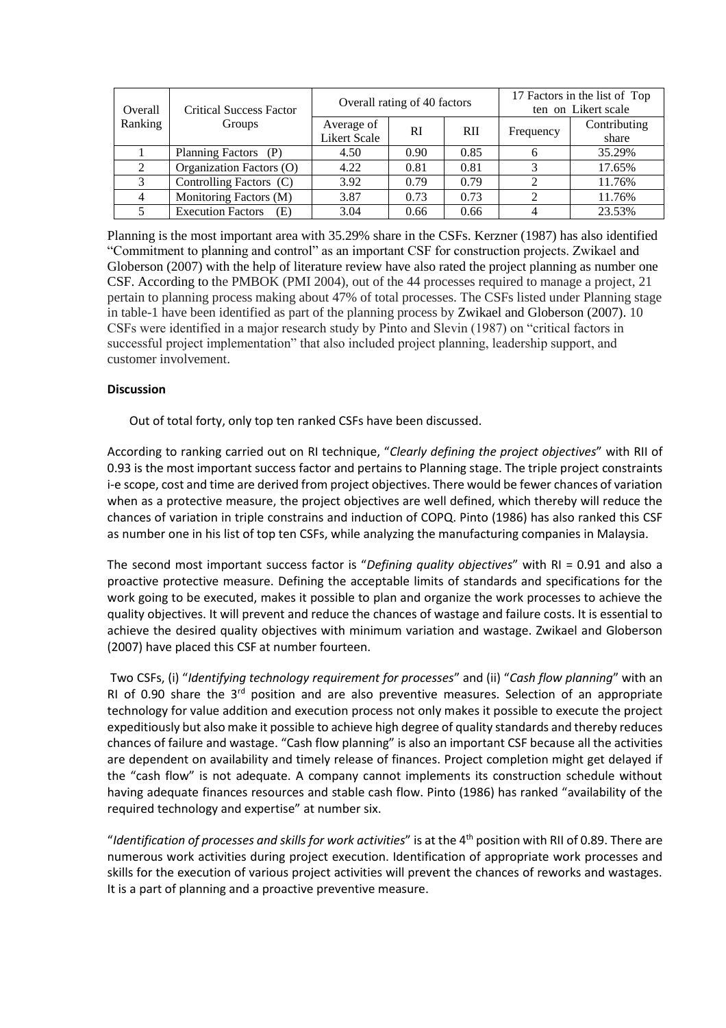| Overall Ranking | Critical Success Factor Groups | Overall rating of 40 factors | | | 17 Factors in the list of Top ten on Likert scale | |
|---|---|---|---|---|---|---|
| | | Average of Likert Scale | RI | RII | Frequency | Contributing share |
| 1 | Planning Factors (P) | 4.50 | 0.90 | 0.85 | 6 | 35.29% |
| 2 | Organization Factors (O) | 4.22 | 0.81 | 0.81 | 3 | 17.65% |
| 3 | Controlling Factors (C) | 3.92 | 0.79 | 0.79 | 2 | 11.76% |
| 4 | Monitoring Factors (M) | 3.87 | 0.73 | 0.73 | 2 | 11.76% |
| 5 | Execution Factors (E) | 3.04 | 0.66 | 0.66 | 4 | 23.53% |

Planning is the most important area with 35.29% share in the CSFs. Kerzner (1987) has also identified "Commitment to planning and control" as an important CSF for construction projects. Zwikael and Globerson (2007) with the help of literature review have also rated the project planning as number one CSF. According to the PMBOK (PMI 2004), out of the 44 processes required to manage a project, 21 pertain to planning process making about 47% of total processes. The CSFs listed under Planning stage in table-1 have been identified as part of the planning process by Zwikael and Globerson (2007). 10 CSFs were identified in a major research study by Pinto and Slevin (1987) on "critical factors in successful project implementation" that also included project planning, leadership support, and customer involvement.

**Discussion**

Out of total forty, only top ten ranked CSFs have been discussed.

According to ranking carried out on RI technique, "*Clearly defining the project objectives*" with RII of 0.93 is the most important success factor and pertains to Planning stage. The triple project constraints i-e scope, cost and time are derived from project objectives. There would be fewer chances of variation when as a protective measure, the project objectives are well defined, which thereby will reduce the chances of variation in triple constrains and induction of COPQ. Pinto (1986) has also ranked this CSF as number one in his list of top ten CSFs, while analyzing the manufacturing companies in Malaysia.

The second most important success factor is "*Defining quality objectives*" with RI = 0.91 and also a proactive protective measure. Defining the acceptable limits of standards and specifications for the work going to be executed, makes it possible to plan and organize the work processes to achieve the quality objectives. It will prevent and reduce the chances of wastage and failure costs. It is essential to achieve the desired quality objectives with minimum variation and wastage. Zwikael and Globerson (2007) have placed this CSF at number fourteen.

Two CSFs, (i) "*Identifying technology requirement for processes*" and (ii) "*Cash flow planning*" with an RI of 0.90 share the 3rd position and are also preventive measures. Selection of an appropriate technology for value addition and execution process not only makes it possible to execute the project expeditiously but also make it possible to achieve high degree of quality standards and thereby reduces chances of failure and wastage. "Cash flow planning" is also an important CSF because all the activities are dependent on availability and timely release of finances. Project completion might get delayed if the "cash flow" is not adequate. A company cannot implements its construction schedule without having adequate finances resources and stable cash flow. Pinto (1986) has ranked "availability of the required technology and expertise" at number six.

"*Identification of processes and skills for work activities*" is at the 4th position with RII of 0.89. There are numerous work activities during project execution. Identification of appropriate work processes and skills for the execution of various project activities will prevent the chances of reworks and wastages. It is a part of planning and a proactive preventive measure.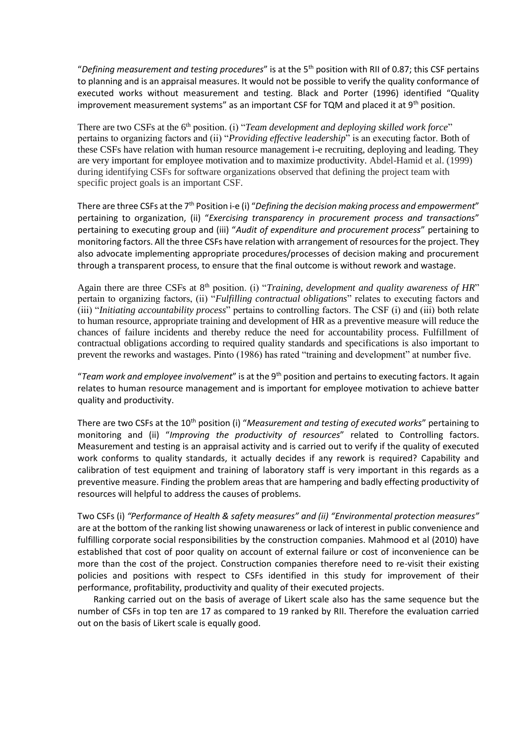"*Defining measurement and testing procedures*" is at the 5th position with RII of 0.87; this CSF pertains to planning and is an appraisal measures. It would not be possible to verify the quality conformance of executed works without measurement and testing. Black and Porter (1996) identified "Quality improvement measurement systems" as an important CSF for TQM and placed it at 9th position.

There are two CSFs at the 6th position. (i) "*Team development and deploying skilled work force*" pertains to organizing factors and (ii) "*Providing effective leadership*" is an executing factor. Both of these CSFs have relation with human resource management i-e recruiting, deploying and leading. They are very important for employee motivation and to maximize productivity. Abdel-Hamid et al. (1999) during identifying CSFs for software organizations observed that defining the project team with specific project goals is an important CSF.

There are three CSFs at the 7th Position i-e (i) "*Defining the decision making process and empowerment*" pertaining to organization, (ii) "*Exercising transparency in procurement process and transactions*" pertaining to executing group and (iii) "*Audit of expenditure and procurement process*" pertaining to monitoring factors. All the three CSFs have relation with arrangement of resources for the project. They also advocate implementing appropriate procedures/processes of decision making and procurement through a transparent process, to ensure that the final outcome is without rework and wastage.

Again there are three CSFs at 8th position. (i) "*Training, development and quality awareness of HR*" pertain to organizing factors, (ii) "*Fulfilling contractual obligations*" relates to executing factors and (iii) "*Initiating accountability process*" pertains to controlling factors. The CSF (i) and (iii) both relate to human resource, appropriate training and development of HR as a preventive measure will reduce the chances of failure incidents and thereby reduce the need for accountability process. Fulfillment of contractual obligations according to required quality standards and specifications is also important to prevent the reworks and wastages. Pinto (1986) has rated "training and development" at number five.

"*Team work and employee involvement*" is at the 9th position and pertains to executing factors. It again relates to human resource management and is important for employee motivation to achieve batter quality and productivity.

There are two CSFs at the 10th position (i) "*Measurement and testing of executed works*" pertaining to monitoring and (ii) "*Improving the productivity of resources*" related to Controlling factors. Measurement and testing is an appraisal activity and is carried out to verify if the quality of executed work conforms to quality standards, it actually decides if any rework is required? Capability and calibration of test equipment and training of laboratory staff is very important in this regards as a preventive measure. Finding the problem areas that are hampering and badly effecting productivity of resources will helpful to address the causes of problems.

Two CSFs (i) *"Performance of Health & safety measures" and (ii) "Environmental protection measures"* are at the bottom of the ranking list showing unawareness or lack of interest in public convenience and fulfilling corporate social responsibilities by the construction companies. Mahmood et al (2010) have established that cost of poor quality on account of external failure or cost of inconvenience can be more than the cost of the project. Construction companies therefore need to re-visit their existing policies and positions with respect to CSFs identified in this study for improvement of their performance, profitability, productivity and quality of their executed projects.

Ranking carried out on the basis of average of Likert scale also has the same sequence but the number of CSFs in top ten are 17 as compared to 19 ranked by RII. Therefore the evaluation carried out on the basis of Likert scale is equally good.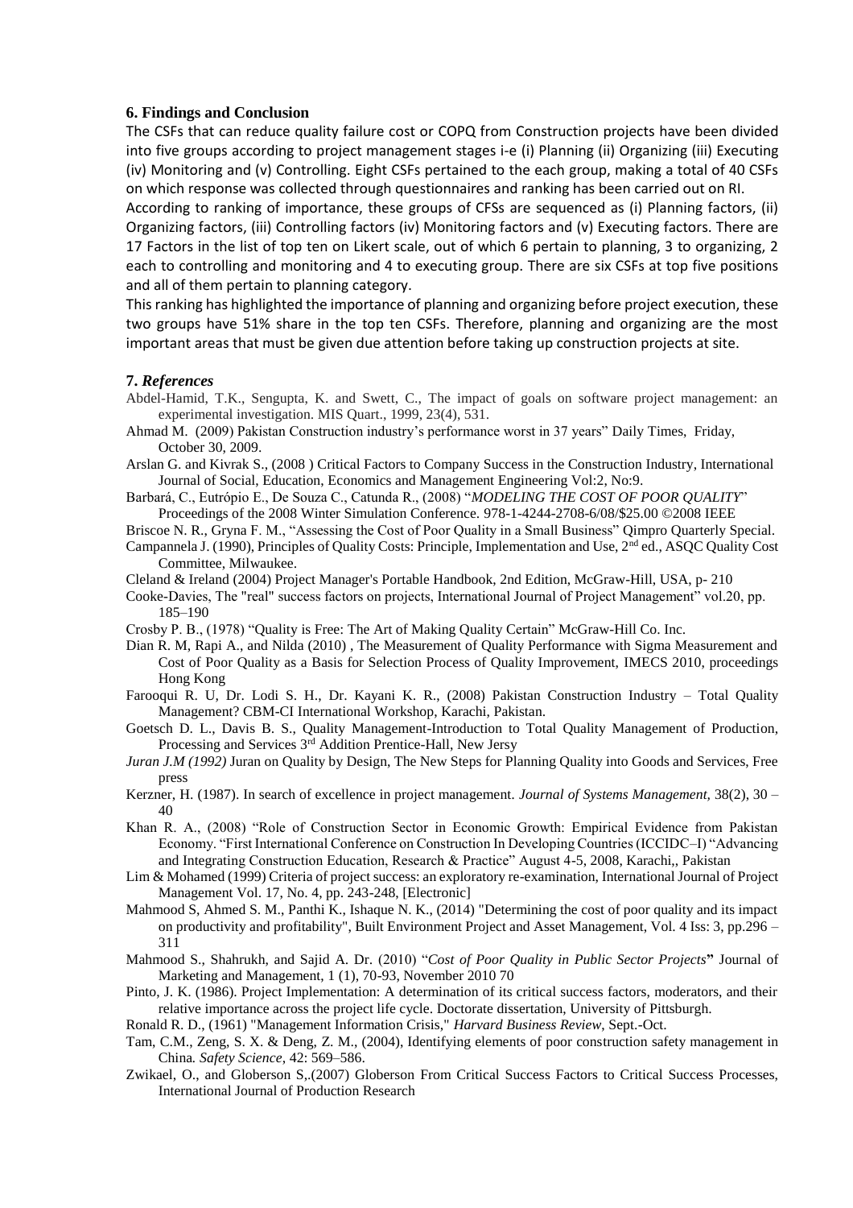## 6. Findings and Conclusion

The CSFs that can reduce quality failure cost or COPQ from Construction projects have been divided into five groups according to project management stages i-e (i) Planning (ii) Organizing (iii) Executing (iv) Monitoring and (v) Controlling. Eight CSFs pertained to the each group, making a total of 40 CSFs on which response was collected through questionnaires and ranking has been carried out on RI.

According to ranking of importance, these groups of CFSs are sequenced as (i) Planning factors, (ii) Organizing factors, (iii) Controlling factors (iv) Monitoring factors and (v) Executing factors. There are 17 Factors in the list of top ten on Likert scale, out of which 6 pertain to planning, 3 to organizing, 2 each to controlling and monitoring and 4 to executing group. There are six CSFs at top five positions and all of them pertain to planning category.

This ranking has highlighted the importance of planning and organizing before project execution, these two groups have 51% share in the top ten CSFs. Therefore, planning and organizing are the most important areas that must be given due attention before taking up construction projects at site.

## 7. *References*

Abdel-Hamid, T.K., Sengupta, K. and Swett, C., The impact of goals on software project management: an experimental investigation. MIS Quart., 1999, 23(4), 531.

Ahmad M. (2009) Pakistan Construction industry's performance worst in 37 years" Daily Times, Friday, October 30, 2009.

Arslan G. and Kivrak S., (2008 ) Critical Factors to Company Success in the Construction Industry, International Journal of Social, Education, Economics and Management Engineering Vol:2, No:9.

Barbará, C., Eutrópio E., De Souza C., Catunda R., (2008) "*MODELING THE COST OF POOR QUALITY*" Proceedings of the 2008 Winter Simulation Conference. 978-1-4244-2708-6/08/$25.00 ©2008 IEEE

Briscoe N. R., Gryna F. M., "Assessing the Cost of Poor Quality in a Small Business" Qimpro Quarterly Special.

Campannela J. (1990), Principles of Quality Costs: Principle, Implementation and Use, 2nd ed., ASQC Quality Cost Committee, Milwaukee.

Cleland & Ireland (2004) Project Manager's Portable Handbook, 2nd Edition, McGraw-Hill, USA, p- 210

Cooke-Davies, The "real" success factors on projects, International Journal of Project Management" vol.20, pp. 185–190

Crosby P. B., (1978) "Quality is Free: The Art of Making Quality Certain" McGraw-Hill Co. Inc.

Dian R. M, Rapi A., and Nilda (2010) , The Measurement of Quality Performance with Sigma Measurement and Cost of Poor Quality as a Basis for Selection Process of Quality Improvement, IMECS 2010, proceedings Hong Kong

Farooqui R. U, Dr. Lodi S. H., Dr. Kayani K. R., (2008) Pakistan Construction Industry – Total Quality Management? CBM-CI International Workshop, Karachi, Pakistan.

Goetsch D. L., Davis B. S., Quality Management-Introduction to Total Quality Management of Production, Processing and Services 3rd Addition Prentice-Hall, New Jersy

*Juran J.M (1992)* Juran on Quality by Design, The New Steps for Planning Quality into Goods and Services, Free press

Kerzner, H. (1987). In search of excellence in project management. *Journal of Systems Management,* 38(2), 30 – 40

Khan R. A., (2008) "Role of Construction Sector in Economic Growth: Empirical Evidence from Pakistan Economy. "First International Conference on Construction In Developing Countries (ICCIDC–I) "Advancing and Integrating Construction Education, Research & Practice" August 4-5, 2008, Karachi,, Pakistan

Lim & Mohamed (1999) Criteria of project success: an exploratory re-examination, International Journal of Project Management Vol. 17, No. 4, pp. 243-248, [Electronic]

Mahmood S, Ahmed S. M., Panthi K., Ishaque N. K., (2014) "Determining the cost of poor quality and its impact on productivity and profitability", Built Environment Project and Asset Management, Vol. 4 Iss: 3, pp.296 – 311

Mahmood S., Shahrukh, and Sajid A. Dr. (2010) "*Cost of Poor Quality in Public Sector Projects***"** Journal of Marketing and Management, 1 (1), 70-93, November 2010 70

Pinto, J. K. (1986). Project Implementation: A determination of its critical success factors, moderators, and their relative importance across the project life cycle. Doctorate dissertation, University of Pittsburgh.

Ronald R. D., (1961) "Management Information Crisis," *Harvard Business Review*, Sept.-Oct.

Tam, C.M., Zeng, S. X. & Deng, Z. M., (2004), Identifying elements of poor construction safety management in China*. Safety Science*, 42: 569–586.

Zwikael, O., and Globerson S,.(2007) Globerson From Critical Success Factors to Critical Success Processes, International Journal of Production Research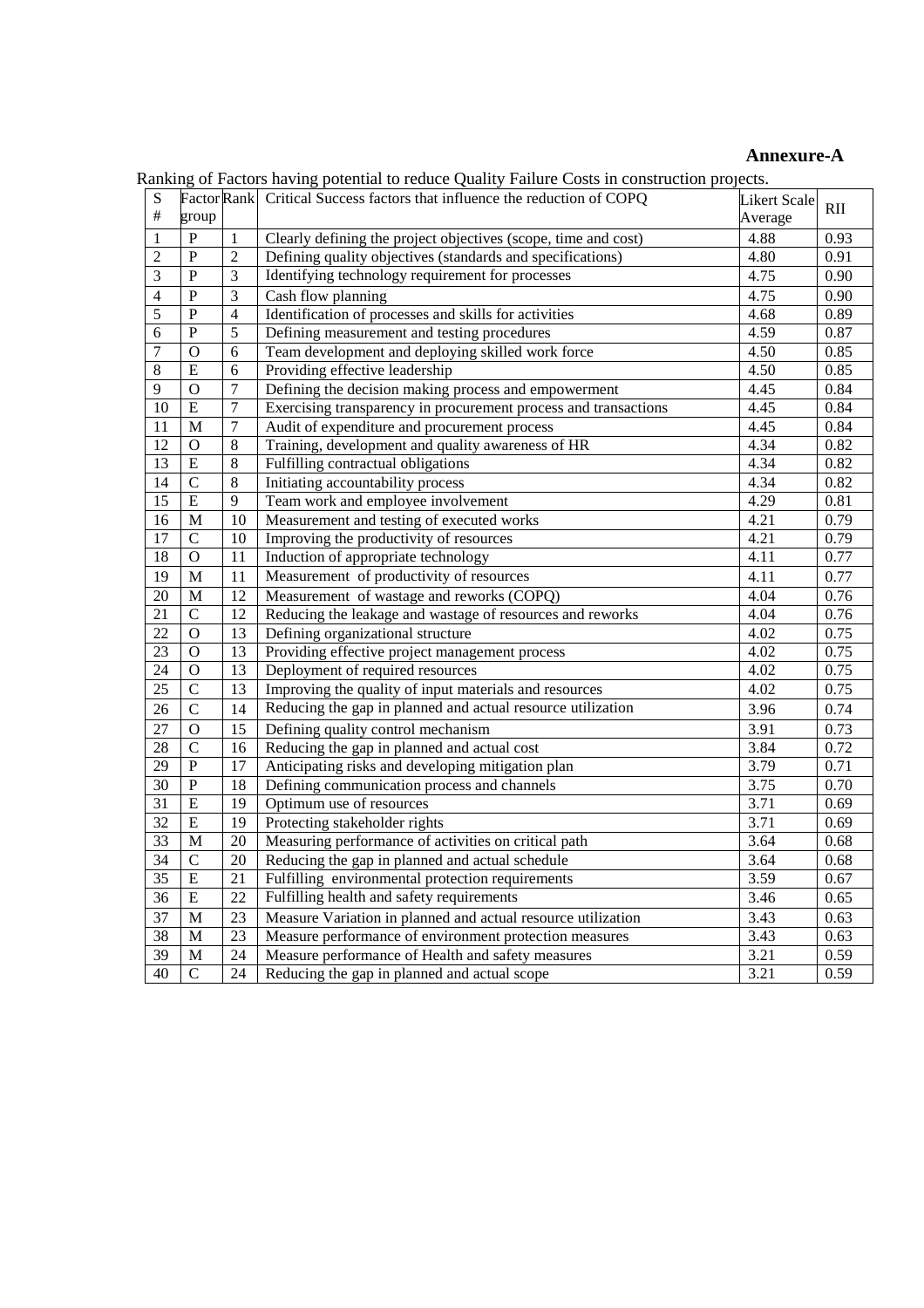**Annexure-A**

Ranking of Factors having potential to reduce Quality Failure Costs in construction projects.

| S # | Factor group | Rank | Critical Success factors that influence the reduction of COPQ | Likert Scale Average | RII |
|---|---|---|---|---|---|
| 1 | P | 1 | Clearly defining the project objectives (scope, time and cost) | 4.88 | 0.93 |
| 2 | P | 2 | Defining quality objectives (standards and specifications) | 4.80 | 0.91 |
| 3 | P | 3 | Identifying technology requirement for processes | 4.75 | 0.90 |
| 4 | P | 3 | Cash flow planning | 4.75 | 0.90 |
| 5 | P | 4 | Identification of processes and skills for activities | 4.68 | 0.89 |
| 6 | P | 5 | Defining measurement and testing procedures | 4.59 | 0.87 |
| 7 | O | 6 | Team development and deploying skilled work force | 4.50 | 0.85 |
| 8 | E | 6 | Providing effective leadership | 4.50 | 0.85 |
| 9 | O | 7 | Defining the decision making process and empowerment | 4.45 | 0.84 |
| 10 | E | 7 | Exercising transparency in procurement process and transactions | 4.45 | 0.84 |
| 11 | M | 7 | Audit of expenditure and procurement process | 4.45 | 0.84 |
| 12 | O | 8 | Training, development and quality awareness of HR | 4.34 | 0.82 |
| 13 | E | 8 | Fulfilling contractual obligations | 4.34 | 0.82 |
| 14 | C | 8 | Initiating accountability process | 4.34 | 0.82 |
| 15 | E | 9 | Team work and employee involvement | 4.29 | 0.81 |
| 16 | M | 10 | Measurement and testing of executed works | 4.21 | 0.79 |
| 17 | C | 10 | Improving the productivity of resources | 4.21 | 0.79 |
| 18 | O | 11 | Induction of appropriate technology | 4.11 | 0.77 |
| 19 | M | 11 | Measurement of productivity of resources | 4.11 | 0.77 |
| 20 | M | 12 | Measurement of wastage and reworks (COPQ) | 4.04 | 0.76 |
| 21 | C | 12 | Reducing the leakage and wastage of resources and reworks | 4.04 | 0.76 |
| 22 | O | 13 | Defining organizational structure | 4.02 | 0.75 |
| 23 | O | 13 | Providing effective project management process | 4.02 | 0.75 |
| 24 | O | 13 | Deployment of required resources | 4.02 | 0.75 |
| 25 | C | 13 | Improving the quality of input materials and resources | 4.02 | 0.75 |
| 26 | C | 14 | Reducing the gap in planned and actual resource utilization | 3.96 | 0.74 |
| 27 | O | 15 | Defining quality control mechanism | 3.91 | 0.73 |
| 28 | C | 16 | Reducing the gap in planned and actual cost | 3.84 | 0.72 |
| 29 | P | 17 | Anticipating risks and developing mitigation plan | 3.79 | 0.71 |
| 30 | P | 18 | Defining communication process and channels | 3.75 | 0.70 |
| 31 | E | 19 | Optimum use of resources | 3.71 | 0.69 |
| 32 | E | 19 | Protecting stakeholder rights | 3.71 | 0.69 |
| 33 | M | 20 | Measuring performance of activities on critical path | 3.64 | 0.68 |
| 34 | C | 20 | Reducing the gap in planned and actual schedule | 3.64 | 0.68 |
| 35 | E | 21 | Fulfilling environmental protection requirements | 3.59 | 0.67 |
| 36 | E | 22 | Fulfilling health and safety requirements | 3.46 | 0.65 |
| 37 | M | 23 | Measure Variation in planned and actual resource utilization | 3.43 | 0.63 |
| 38 | M | 23 | Measure performance of environment protection measures | 3.43 | 0.63 |
| 39 | M | 24 | Measure performance of Health and safety measures | 3.21 | 0.59 |
| 40 | C | 24 | Reducing the gap in planned and actual scope | 3.21 | 0.59 |